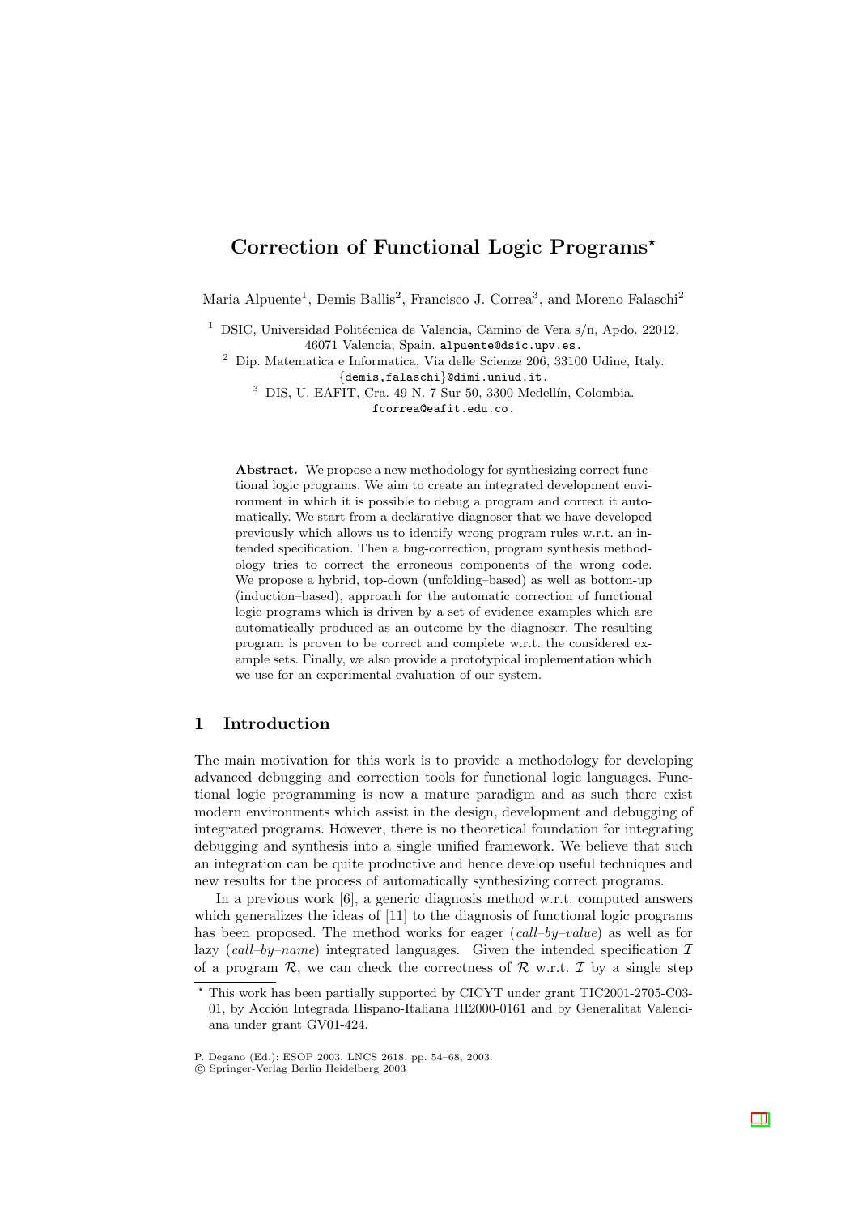# Correction of Functional Logic Programs*

Maria Alpuente[1], Demis Ballis[2], Francisco J. Correa[3], and Moreno Falaschi[2]

[1] DSIC, Universidad Politécnica de Valencia, Camino de Vera s/n, Apdo. 22012, 46071 Valencia, Spain. alpuente@dsic.upv.es.

[2] Dip. Matematica e Informatica, Via delle Scienze 206, 33100 Udine, Italy. {demis,falaschi}@dimi.uniud.it.

[3] DIS, U. EAFIT, Cra. 49 N. 7 Sur 50, 3300 Medellín, Colombia. fcorrea@eafit.edu.co.

**Abstract.** We propose a new methodology for synthesizing correct functional logic programs. We aim to create an integrated development environment in which it is possible to debug a program and correct it automatically. We start from a declarative diagnoser that we have developed previously which allows us to identify wrong program rules w.r.t. an intended specification. Then a bug-correction, program synthesis methodology tries to correct the erroneous components of the wrong code. We propose a hybrid, top-down (unfolding–based) as well as bottom-up (induction–based), approach for the automatic correction of functional logic programs which is driven by a set of evidence examples which are automatically produced as an outcome by the diagnoser. The resulting program is proven to be correct and complete w.r.t. the considered example sets. Finally, we also provide a prototypical implementation which we use for an experimental evaluation of our system.

## 1 Introduction

The main motivation for this work is to provide a methodology for developing advanced debugging and correction tools for functional logic languages. Functional logic programming is now a mature paradigm and as such there exist modern environments which assist in the design, development and debugging of integrated programs. However, there is no theoretical foundation for integrating debugging and synthesis into a single unified framework. We believe that such an integration can be quite productive and hence develop useful techniques and new results for the process of automatically synthesizing correct programs.

In a previous work [6], a generic diagnosis method w.r.t. computed answers which generalizes the ideas of [11] to the diagnosis of functional logic programs has been proposed. The method works for eager (*call–by–value*) as well as for lazy (*call–by–name*) integrated languages. Given the intended specification $\mathcal{I}$ of a program $\mathcal{R}$, we can check the correctness of $\mathcal{R}$ w.r.t. $\mathcal{I}$ by a single step

* This work has been partially supported by CICYT under grant TIC2001-2705-C03-01, by Acción Integrada Hispano-Italiana HI2000-0161 and by Generalitat Valenciana under grant GV01-424.

P. Degano (Ed.): ESOP 2003, LNCS 2618, pp. 54–68, 2003.
© Springer-Verlag Berlin Heidelberg 2003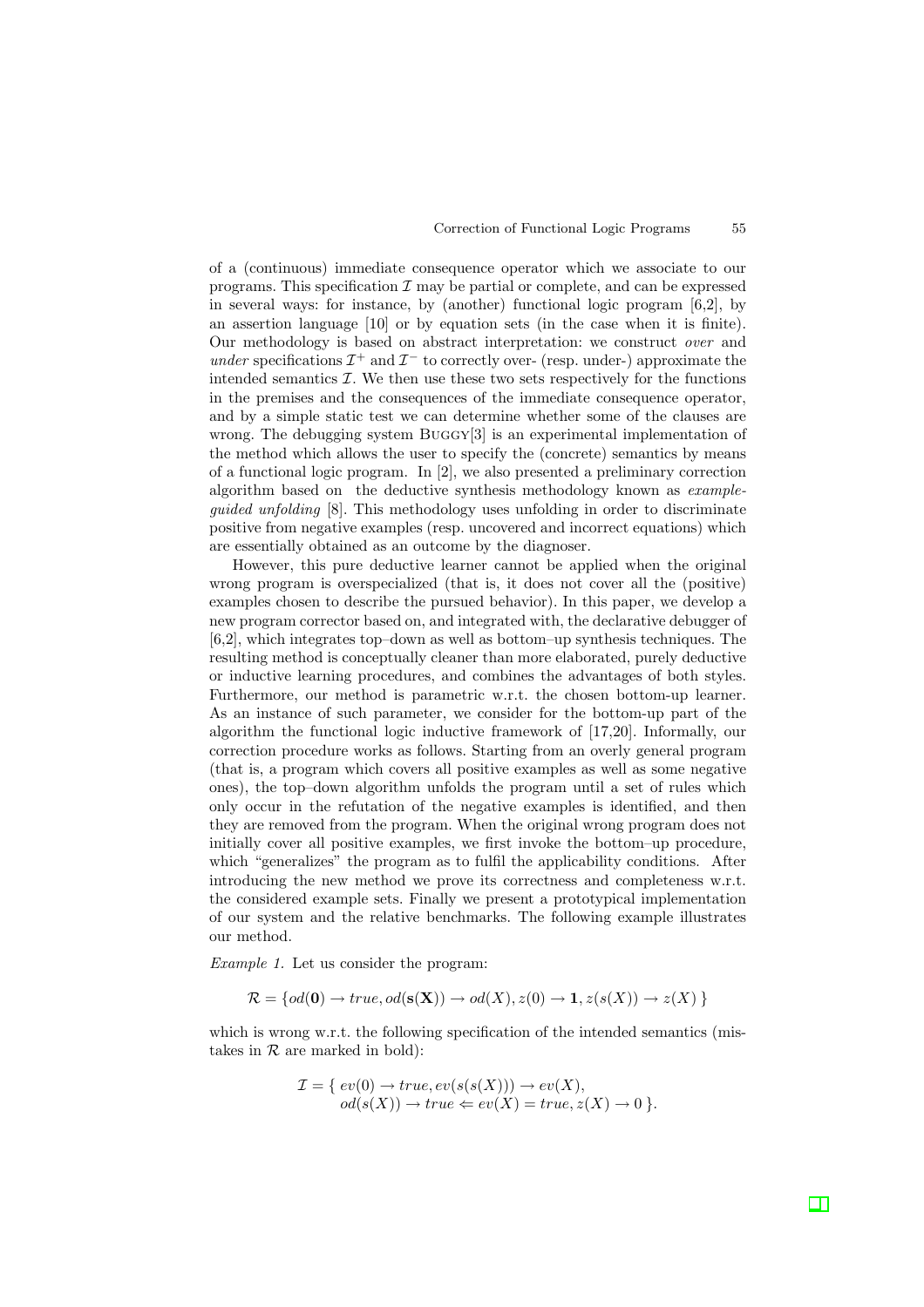of a (continuous) immediate consequence operator which we associate to our programs. This specification $\mathcal{I}$ may be partial or complete, and can be expressed in several ways: for instance, by (another) functional logic program [6,2], by an assertion language [10] or by equation sets (in the case when it is finite). Our methodology is based on abstract interpretation: we construct *over* and *under* specifications $\mathcal{I}^+$ and $\mathcal{I}^-$ to correctly over- (resp. under-) approximate the intended semantics $\mathcal{I}$. We then use these two sets respectively for the functions in the premises and the consequences of the immediate consequence operator, and by a simple static test we can determine whether some of the clauses are wrong. The debugging system Buggy[3] is an experimental implementation of the method which allows the user to specify the (concrete) semantics by means of a functional logic program. In [2], we also presented a preliminary correction algorithm based on the deductive synthesis methodology known as *example-guided unfolding* [8]. This methodology uses unfolding in order to discriminate positive from negative examples (resp. uncovered and incorrect equations) which are essentially obtained as an outcome by the diagnoser.

However, this pure deductive learner cannot be applied when the original wrong program is overspecialized (that is, it does not cover all the (positive) examples chosen to describe the pursued behavior). In this paper, we develop a new program corrector based on, and integrated with, the declarative debugger of [6,2], which integrates top–down as well as bottom–up synthesis techniques. The resulting method is conceptually cleaner than more elaborated, purely deductive or inductive learning procedures, and combines the advantages of both styles. Furthermore, our method is parametric w.r.t. the chosen bottom-up learner. As an instance of such parameter, we consider for the bottom-up part of the algorithm the functional logic inductive framework of [17,20]. Informally, our correction procedure works as follows. Starting from an overly general program (that is, a program which covers all positive examples as well as some negative ones), the top–down algorithm unfolds the program until a set of rules which only occur in the refutation of the negative examples is identified, and then they are removed from the program. When the original wrong program does not initially cover all positive examples, we first invoke the bottom–up procedure, which "generalizes" the program as to fulfil the applicability conditions. After introducing the new method we prove its correctness and completeness w.r.t. the considered example sets. Finally we present a prototypical implementation of our system and the relative benchmarks. The following example illustrates our method.

*Example 1.* Let us consider the program:

$$\mathcal{R} = \{od(\mathbf{0}) \to true, od(\mathbf{s(X)}) \to od(X), z(0) \to \mathbf{1}, z(s(X)) \to z(X)\ \}$$

which is wrong w.r.t. the following specification of the intended semantics (mistakes in $\mathcal{R}$ are marked in bold):

$$\begin{aligned}\mathcal{I} = \{\ & ev(0) \to true, ev(s(s(X))) \to ev(X), \\ & od(s(X)) \to true \Leftarrow ev(X) = true, z(X) \to 0\ \}.\end{aligned}$$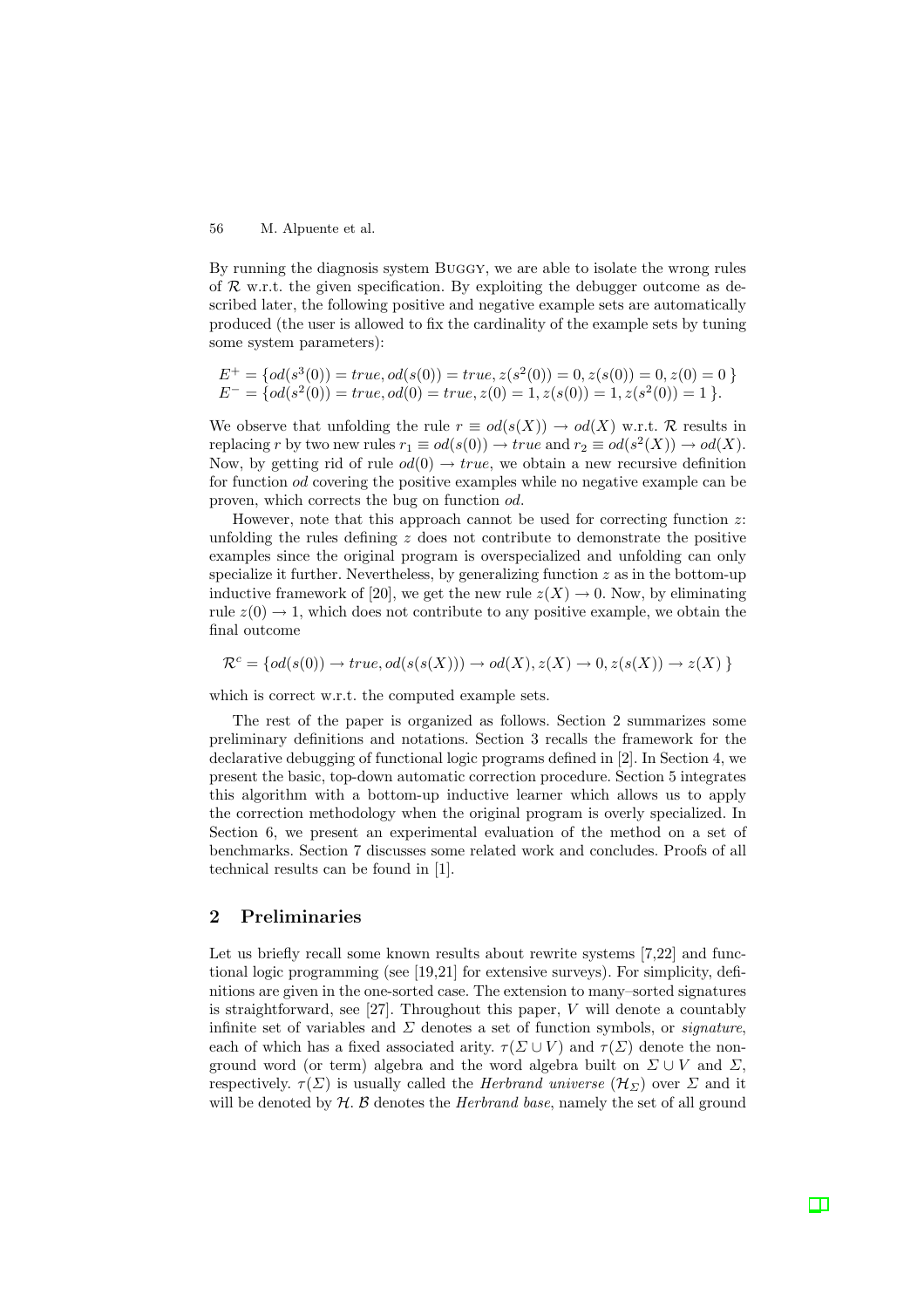By running the diagnosis system Buggy, we are able to isolate the wrong rules of $\mathcal{R}$ w.r.t. the given specification. By exploiting the debugger outcome as described later, the following positive and negative example sets are automatically produced (the user is allowed to fix the cardinality of the example sets by tuning some system parameters):

$$E^+ = \{od(s^3(0)) = true, od(s(0)) = true, z(s^2(0)) = 0, z(s(0)) = 0, z(0) = 0\}$$
$$E^- = \{od(s^2(0)) = true, od(0) = true, z(0) = 1, z(s(0)) = 1, z(s^2(0)) = 1\}.$$

We observe that unfolding the rule $r \equiv od(s(X)) \rightarrow od(X)$ w.r.t. $\mathcal{R}$ results in replacing $r$ by two new rules $r_1 \equiv od(s(0)) \rightarrow true$ and $r_2 \equiv od(s^2(X)) \rightarrow od(X)$. Now, by getting rid of rule $od(0) \rightarrow true$, we obtain a new recursive definition for function *od* covering the positive examples while no negative example can be proven, which corrects the bug on function *od*.

However, note that this approach cannot be used for correcting function $z$: unfolding the rules defining $z$ does not contribute to demonstrate the positive examples since the original program is overspecialized and unfolding can only specialize it further. Nevertheless, by generalizing function $z$ as in the bottom-up inductive framework of [20], we get the new rule $z(X) \rightarrow 0$. Now, by eliminating rule $z(0) \rightarrow 1$, which does not contribute to any positive example, we obtain the final outcome

$$\mathcal{R}^c = \{od(s(0)) \rightarrow true, od(s(s(X))) \rightarrow od(X), z(X) \rightarrow 0, z(s(X)) \rightarrow z(X)\}$$

which is correct w.r.t. the computed example sets.

The rest of the paper is organized as follows. Section 2 summarizes some preliminary definitions and notations. Section 3 recalls the framework for the declarative debugging of functional logic programs defined in [2]. In Section 4, we present the basic, top-down automatic correction procedure. Section 5 integrates this algorithm with a bottom-up inductive learner which allows us to apply the correction methodology when the original program is overly specialized. In Section 6, we present an experimental evaluation of the method on a set of benchmarks. Section 7 discusses some related work and concludes. Proofs of all technical results can be found in [1].

## 2 Preliminaries

Let us briefly recall some known results about rewrite systems [7,22] and functional logic programming (see [19,21] for extensive surveys). For simplicity, definitions are given in the one-sorted case. The extension to many–sorted signatures is straightforward, see [27]. Throughout this paper, $V$ will denote a countably infinite set of variables and $\Sigma$ denotes a set of function symbols, or *signature*, each of which has a fixed associated arity. $\tau(\Sigma \cup V)$ and $\tau(\Sigma)$ denote the non-ground word (or term) algebra and the word algebra built on $\Sigma \cup V$ and $\Sigma$, respectively. $\tau(\Sigma)$ is usually called the *Herbrand universe* ($\mathcal{H}_\Sigma$) over $\Sigma$ and it will be denoted by $\mathcal{H}$. $\mathcal{B}$ denotes the *Herbrand base*, namely the set of all ground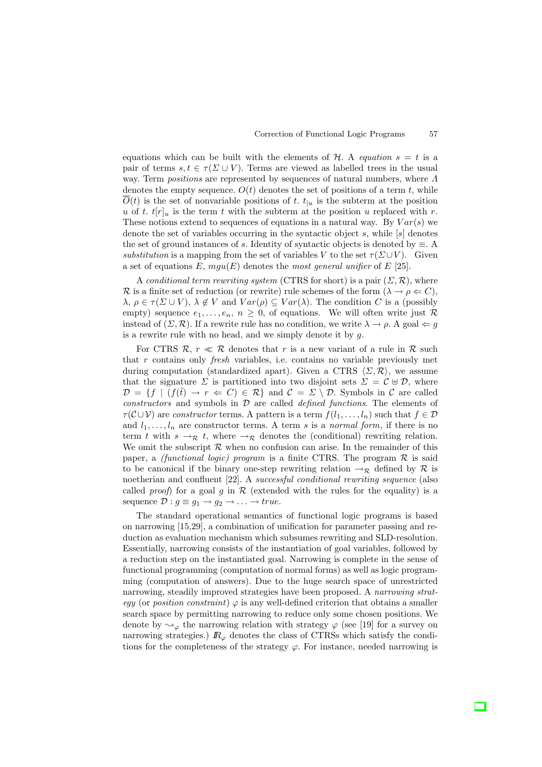equations which can be built with the elements of $\mathcal{H}$. A *equation* $s = t$ is a pair of terms $s, t \in \tau(\Sigma \cup V)$. Terms are viewed as labelled trees in the usual way. Term *positions* are represented by sequences of natural numbers, where $\Lambda$ denotes the empty sequence. $O(t)$ denotes the set of positions of a term $t$, while $\overline{O}(t)$ is the set of nonvariable positions of $t$. $t_{|u}$ is the subterm at the position $u$ of $t$. $t[r]_u$ is the term $t$ with the subterm at the position $u$ replaced with $r$. These notions extend to sequences of equations in a natural way. By $Var(s)$ we denote the set of variables occurring in the syntactic object $s$, while $[s]$ denotes the set of ground instances of $s$. Identity of syntactic objects is denoted by $\equiv$. A *substitution* is a mapping from the set of variables $V$ to the set $\tau(\Sigma \cup V)$. Given a set of equations $E$, $mgu(E)$ denotes the *most general unifier* of $E$ [25].

A *conditional term rewriting system* (CTRS for short) is a pair $(\Sigma, \mathcal{R})$, where $\mathcal{R}$ is a finite set of reduction (or rewrite) rule schemes of the form $(\lambda \rightarrow \rho \Leftarrow C)$, $\lambda, \rho \in \tau(\Sigma \cup V)$, $\lambda \notin V$ and $Var(\rho) \subseteq Var(\lambda)$. The condition $C$ is a (possibly empty) sequence $e_1, \ldots, e_n$, $n \geq 0$, of equations. We will often write just $\mathcal{R}$ instead of $(\Sigma, \mathcal{R})$. If a rewrite rule has no condition, we write $\lambda \rightarrow \rho$. A goal $\Leftarrow g$ is a rewrite rule with no head, and we simply denote it by $g$.

For CTRS $\mathcal{R}$, $r \ll \mathcal{R}$ denotes that $r$ is a new variant of a rule in $\mathcal{R}$ such that $r$ contains only *fresh* variables, i.e. contains no variable previously met during computation (standardized apart). Given a CTRS $\langle \Sigma, \mathcal{R} \rangle$, we assume that the signature $\Sigma$ is partitioned into two disjoint sets $\Sigma = \mathcal{C} \uplus \mathcal{D}$, where $\mathcal{D} = \{f \mid (f(\tilde{t}) \rightarrow r \Leftarrow C) \in \mathcal{R}\}$ and $\mathcal{C} = \Sigma \setminus \mathcal{D}$. Symbols in $\mathcal{C}$ are called *constructors* and symbols in $\mathcal{D}$ are called *defined functions*. The elements of $\tau(\mathcal{C} \cup \mathcal{V})$ are *constructor* terms. A pattern is a term $f(l_1, \ldots, l_n)$ such that $f \in \mathcal{D}$ and $l_1, \ldots, l_n$ are constructor terms. A term $s$ is a *normal form*, if there is no term $t$ with $s \rightarrow_{\mathcal{R}} t$, where $\rightarrow_{\mathcal{R}}$ denotes the (conditional) rewriting relation. We omit the subscript $\mathcal{R}$ when no confusion can arise. In the remainder of this paper, a *(functional logic) program* is a finite CTRS. The program $\mathcal{R}$ is said to be canonical if the binary one-step rewriting relation $\rightarrow_{\mathcal{R}}$ defined by $\mathcal{R}$ is noetherian and confluent [22]. A *successful conditional rewriting sequence* (also called *proof*) for a goal $g$ in $\mathcal{R}$ (extended with the rules for the equality) is a sequence $\mathcal{D} : g \equiv g_1 \rightarrow g_2 \rightarrow \ldots \rightarrow true$.

The standard operational semantics of functional logic programs is based on narrowing [15,29], a combination of unification for parameter passing and reduction as evaluation mechanism which subsumes rewriting and SLD-resolution. Essentially, narrowing consists of the instantiation of goal variables, followed by a reduction step on the instantiated goal. Narrowing is complete in the sense of functional programming (computation of normal forms) as well as logic programming (computation of answers). Due to the huge search space of unrestricted narrowing, steadily improved strategies have been proposed. A *narrowing strategy* (or *position constraint*) $\varphi$ is any well-defined criterion that obtains a smaller search space by permitting narrowing to reduce only some chosen positions. We denote by $\rightsquigarrow_{\varphi}$ the narrowing relation with strategy $\varphi$ (see [19] for a survey on narrowing strategies.) $I\!R_{\varphi}$ denotes the class of CTRSs which satisfy the conditions for the completeness of the strategy $\varphi$. For instance, needed narrowing is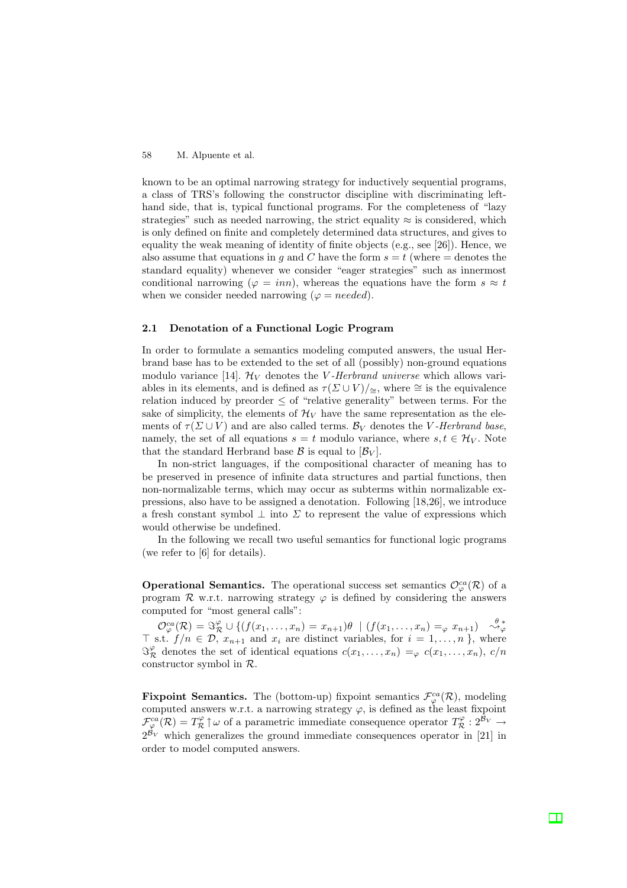known to be an optimal narrowing strategy for inductively sequential programs, a class of TRS's following the constructor discipline with discriminating left-hand side, that is, typical functional programs. For the completeness of "lazy strategies" such as needed narrowing, the strict equality $\approx$ is considered, which is only defined on finite and completely determined data structures, and gives to equality the weak meaning of identity of finite objects (e.g., see [26]). Hence, we also assume that equations in $g$ and $C$ have the form $s = t$ (where $=$ denotes the standard equality) whenever we consider "eager strategies" such as innermost conditional narrowing ($\varphi = inn$), whereas the equations have the form $s \approx t$ when we consider needed narrowing ($\varphi = needed$).

### 2.1 Denotation of a Functional Logic Program

In order to formulate a semantics modeling computed answers, the usual Herbrand base has to be extended to the set of all (possibly) non-ground equations modulo variance [14]. $\mathcal{H}_V$ denotes the *V-Herbrand universe* which allows variables in its elements, and is defined as $\tau(\Sigma \cup V)/_{\cong}$, where $\cong$ is the equivalence relation induced by preorder $\leq$ of "relative generality" between terms. For the sake of simplicity, the elements of $\mathcal{H}_V$ have the same representation as the elements of $\tau(\Sigma \cup V)$ and are also called terms. $\mathcal{B}_V$ denotes the *V-Herbrand base*, namely, the set of all equations $s = t$ modulo variance, where $s, t \in \mathcal{H}_V$. Note that the standard Herbrand base $\mathcal{B}$ is equal to $[\mathcal{B}_V]$.

In non-strict languages, if the compositional character of meaning has to be preserved in presence of infinite data structures and partial functions, then non-normalizable terms, which may occur as subterms within normalizable expressions, also have to be assigned a denotation. Following [18,26], we introduce a fresh constant symbol $\perp$ into $\Sigma$ to represent the value of expressions which would otherwise be undefined.

In the following we recall two useful semantics for functional logic programs (we refer to [6] for details).

**Operational Semantics.** The operational success set semantics $\mathcal{O}^{ca}_{\varphi}(\mathcal{R})$ of a program $\mathcal{R}$ w.r.t. narrowing strategy $\varphi$ is defined by considering the answers computed for "most general calls":

$\mathcal{O}^{ca}_{\varphi}(\mathcal{R}) = \Im^{\varphi}_{\mathcal{R}} \cup \{(f(x_1, \ldots, x_n) = x_{n+1})\theta \mid (f(x_1, \ldots, x_n) =_{\varphi} x_{n+1}) \overset{\theta}{\leadsto}{}^{*}_{\varphi} \top$ s.t. $f/n \in \mathcal{D}$, $x_{n+1}$ and $x_i$ are distinct variables, for $i = 1, \ldots, n\}$, where $\Im^{\varphi}_{\mathcal{R}}$ denotes the set of identical equations $c(x_1, \ldots, x_n) =_{\varphi} c(x_1, \ldots, x_n)$, $c/n$ constructor symbol in $\mathcal{R}$.

**Fixpoint Semantics.** The (bottom-up) fixpoint semantics $\mathcal{F}^{ca}_{\varphi}(\mathcal{R})$, modeling computed answers w.r.t. a narrowing strategy $\varphi$, is defined as the least fixpoint $\mathcal{F}^{ca}_{\varphi}(\mathcal{R}) = T^{\varphi}_{\mathcal{R}} \uparrow \omega$ of a parametric immediate consequence operator $T^{\varphi}_{\mathcal{R}} : 2^{\mathcal{B}_V} \rightarrow 2^{\mathcal{B}_V}$ which generalizes the ground immediate consequences operator in [21] in order to model computed answers.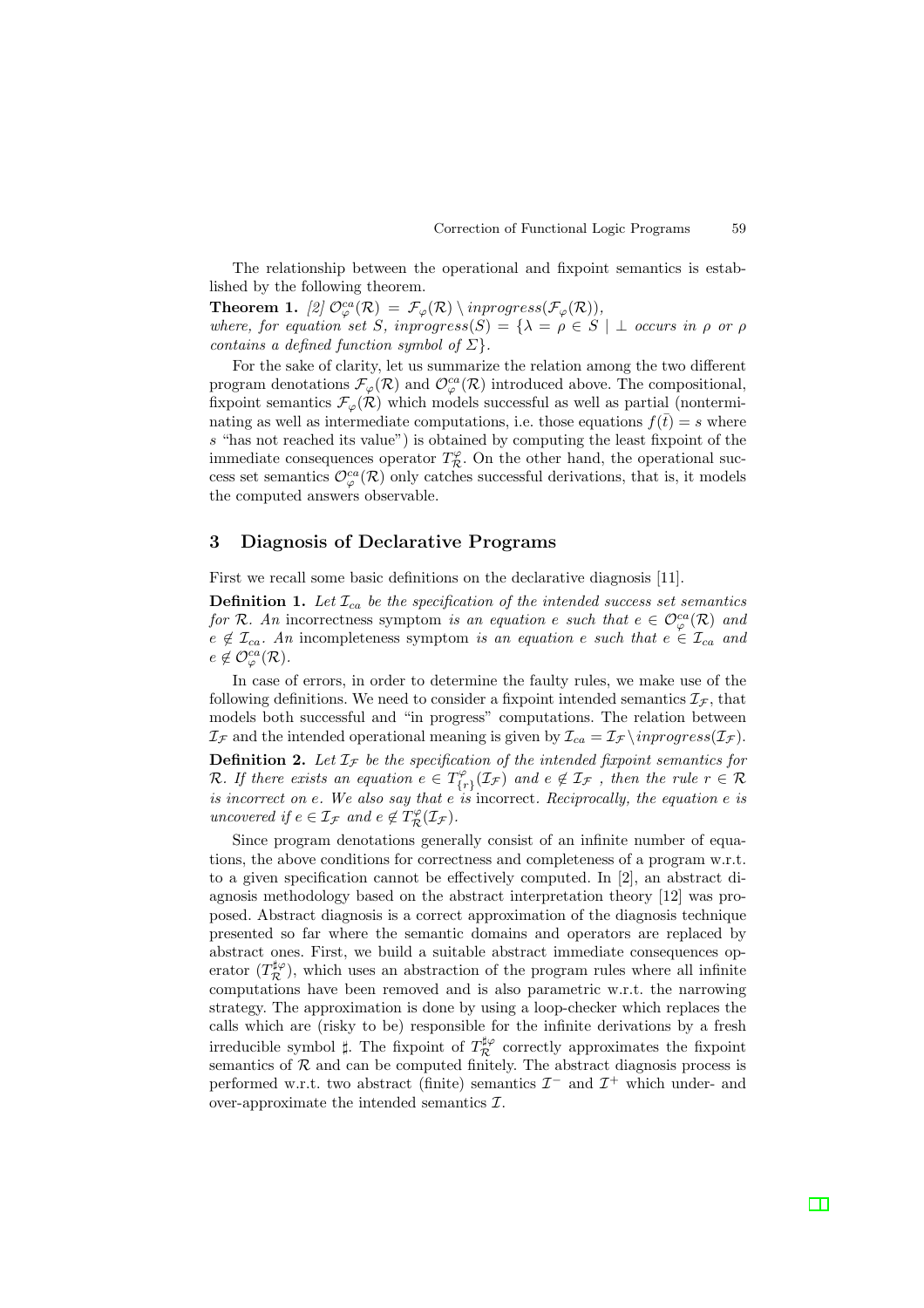The relationship between the operational and fixpoint semantics is established by the following theorem.

**Theorem 1.** *[2]* $\mathcal{O}^{ca}_{\varphi}(\mathcal{R}) = \mathcal{F}_{\varphi}(\mathcal{R}) \setminus inprogress(\mathcal{F}_{\varphi}(\mathcal{R}))$, *where, for equation set* $S$, $inprogress(S) = \{\lambda = \rho \in S \mid \bot$ *occurs in* $\rho$ *or* $\rho$ *contains a defined function symbol of* $\Sigma\}$.

For the sake of clarity, let us summarize the relation among the two different program denotations $\mathcal{F}_{\varphi}(\mathcal{R})$ and $\mathcal{O}^{ca}_{\varphi}(\mathcal{R})$ introduced above. The compositional, fixpoint semantics $\mathcal{F}_{\varphi}(\mathcal{R})$ which models successful as well as partial (nonterminating as well as intermediate computations, i.e. those equations $f(\bar{t}) = s$ where $s$ "has not reached its value") is obtained by computing the least fixpoint of the immediate consequences operator $T^{\varphi}_{\mathcal{R}}$. On the other hand, the operational success set semantics $\mathcal{O}^{ca}_{\varphi}(\mathcal{R})$ only catches successful derivations, that is, it models the computed answers observable.

## 3 Diagnosis of Declarative Programs

First we recall some basic definitions on the declarative diagnosis [11].

**Definition 1.** *Let* $\mathcal{I}_{ca}$ *be the specification of the intended success set semantics for* $\mathcal{R}$. *An* incorrectness symptom *is an equation* $e$ *such that* $e \in \mathcal{O}^{ca}_{\varphi}(\mathcal{R})$ *and* $e \notin \mathcal{I}_{ca}$. *An* incompleteness symptom *is an equation* $e$ *such that* $e \in \mathcal{I}_{ca}$ *and* $e \notin \mathcal{O}^{ca}_{\varphi}(\mathcal{R})$.

In case of errors, in order to determine the faulty rules, we make use of the following definitions. We need to consider a fixpoint intended semantics $\mathcal{I}_{\mathcal{F}}$, that models both successful and "in progress" computations. The relation between $\mathcal{I}_{\mathcal{F}}$ and the intended operational meaning is given by $\mathcal{I}_{ca} = \mathcal{I}_{\mathcal{F}} \setminus inprogress(\mathcal{I}_{\mathcal{F}})$.

**Definition 2.** *Let* $\mathcal{I}_{\mathcal{F}}$ *be the specification of the intended fixpoint semantics for* $\mathcal{R}$. *If there exists an equation* $e \in T^{\varphi}_{\{r\}}(\mathcal{I}_{\mathcal{F}})$ *and* $e \notin \mathcal{I}_{\mathcal{F}}$ *, then the rule* $r \in \mathcal{R}$ *is incorrect on* $e$. *We also say that* $e$ *is* incorrect. *Reciprocally, the equation* $e$ *is uncovered if* $e \in \mathcal{I}_{\mathcal{F}}$ *and* $e \notin T^{\varphi}_{\mathcal{R}}(\mathcal{I}_{\mathcal{F}})$.

Since program denotations generally consist of an infinite number of equations, the above conditions for correctness and completeness of a program w.r.t. to a given specification cannot be effectively computed. In [2], an abstract diagnosis methodology based on the abstract interpretation theory [12] was proposed. Abstract diagnosis is a correct approximation of the diagnosis technique presented so far where the semantic domains and operators are replaced by abstract ones. First, we build a suitable abstract immediate consequences operator ($T^{\sharp\varphi}_{\mathcal{R}}$), which uses an abstraction of the program rules where all infinite computations have been removed and is also parametric w.r.t. the narrowing strategy. The approximation is done by using a loop-checker which replaces the calls which are (risky to be) responsible for the infinite derivations by a fresh irreducible symbol $\sharp$. The fixpoint of $T^{\sharp\varphi}_{\mathcal{R}}$ correctly approximates the fixpoint semantics of $\mathcal{R}$ and can be computed finitely. The abstract diagnosis process is performed w.r.t. two abstract (finite) semantics $\mathcal{I}^{-}$ and $\mathcal{I}^{+}$ which under- and over-approximate the intended semantics $\mathcal{I}$.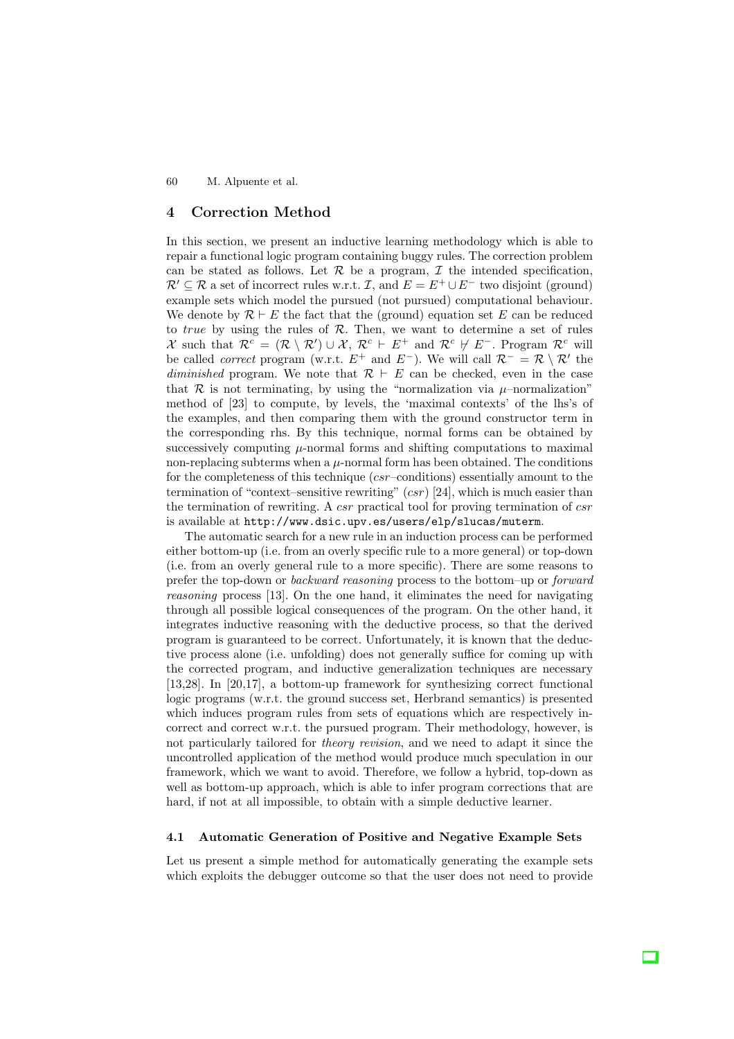## 4 Correction Method

In this section, we present an inductive learning methodology which is able to repair a functional logic program containing buggy rules. The correction problem can be stated as follows. Let $\mathcal{R}$ be a program, $\mathcal{I}$ the intended specification, $\mathcal{R}' \subseteq \mathcal{R}$ a set of incorrect rules w.r.t. $\mathcal{I}$, and $E = E^+ \cup E^-$ two disjoint (ground) example sets which model the pursued (not pursued) computational behaviour. We denote by $\mathcal{R} \vdash E$ the fact that the (ground) equation set $E$ can be reduced to *true* by using the rules of $\mathcal{R}$. Then, we want to determine a set of rules $\mathcal{X}$ such that $\mathcal{R}^c = (\mathcal{R} \setminus \mathcal{R}') \cup \mathcal{X}$, $\mathcal{R}^c \vdash E^+$ and $\mathcal{R}^c \not\vdash E^-$. Program $\mathcal{R}^c$ will be called *correct* program (w.r.t. $E^+$ and $E^-$). We will call $\mathcal{R}^- = \mathcal{R} \setminus \mathcal{R}'$ the *diminished* program. We note that $\mathcal{R} \vdash E$ can be checked, even in the case that $\mathcal{R}$ is not terminating, by using the "normalization via $\mu$–normalization" method of [23] to compute, by levels, the 'maximal contexts' of the lhs's of the examples, and then comparing them with the ground constructor term in the corresponding rhs. By this technique, normal forms can be obtained by successively computing $\mu$-normal forms and shifting computations to maximal non-replacing subterms when a $\mu$-normal form has been obtained. The conditions for the completeness of this technique (*csr*–conditions) essentially amount to the termination of "context–sensitive rewriting" (*csr*) [24], which is much easier than the termination of rewriting. A *csr* practical tool for proving termination of *csr* is available at `http://www.dsic.upv.es/users/elp/slucas/muterm`.

The automatic search for a new rule in an induction process can be performed either bottom-up (i.e. from an overly specific rule to a more general) or top-down (i.e. from an overly general rule to a more specific). There are some reasons to prefer the top-down or *backward reasoning* process to the bottom–up or *forward reasoning* process [13]. On the one hand, it eliminates the need for navigating through all possible logical consequences of the program. On the other hand, it integrates inductive reasoning with the deductive process, so that the derived program is guaranteed to be correct. Unfortunately, it is known that the deductive process alone (i.e. unfolding) does not generally suffice for coming up with the corrected program, and inductive generalization techniques are necessary [13,28]. In [20,17], a bottom-up framework for synthesizing correct functional logic programs (w.r.t. the ground success set, Herbrand semantics) is presented which induces program rules from sets of equations which are respectively incorrect and correct w.r.t. the pursued program. Their methodology, however, is not particularly tailored for *theory revision*, and we need to adapt it since the uncontrolled application of the method would produce much speculation in our framework, which we want to avoid. Therefore, we follow a hybrid, top-down as well as bottom-up approach, which is able to infer program corrections that are hard, if not at all impossible, to obtain with a simple deductive learner.

### 4.1 Automatic Generation of Positive and Negative Example Sets

Let us present a simple method for automatically generating the example sets which exploits the debugger outcome so that the user does not need to provide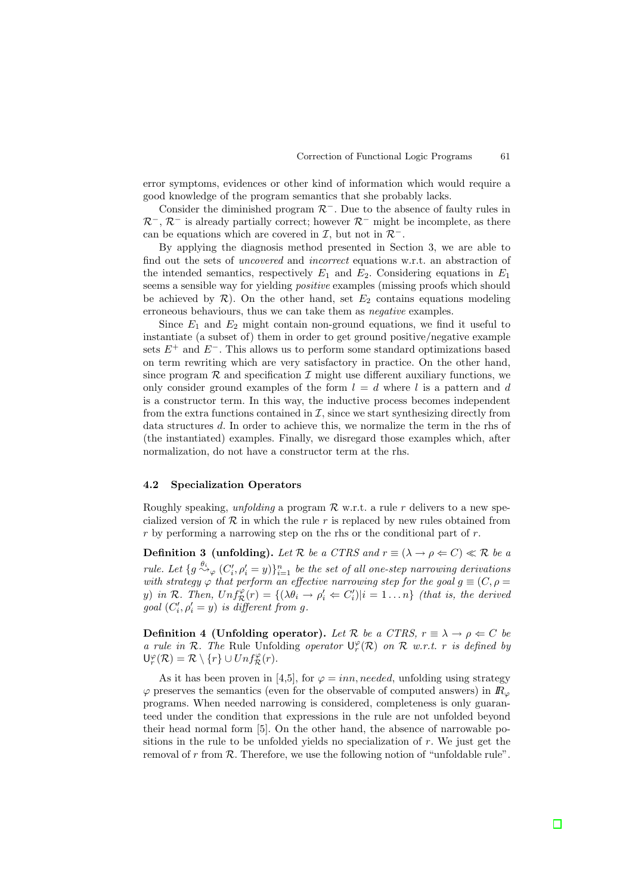error symptoms, evidences or other kind of information which would require a good knowledge of the program semantics that she probably lacks.

Consider the diminished program $\mathcal{R}^-$. Due to the absence of faulty rules in $\mathcal{R}^-$, $\mathcal{R}^-$ is already partially correct; however $\mathcal{R}^-$ might be incomplete, as there can be equations which are covered in $\mathcal{I}$, but not in $\mathcal{R}^-$.

By applying the diagnosis method presented in Section 3, we are able to find out the sets of *uncovered* and *incorrect* equations w.r.t. an abstraction of the intended semantics, respectively $E_1$ and $E_2$. Considering equations in $E_1$ seems a sensible way for yielding *positive* examples (missing proofs which should be achieved by $\mathcal{R}$). On the other hand, set $E_2$ contains equations modeling erroneous behaviours, thus we can take them as *negative* examples.

Since $E_1$ and $E_2$ might contain non-ground equations, we find it useful to instantiate (a subset of) them in order to get ground positive/negative example sets $E^+$ and $E^-$. This allows us to perform some standard optimizations based on term rewriting which are very satisfactory in practice. On the other hand, since program $\mathcal{R}$ and specification $\mathcal{I}$ might use different auxiliary functions, we only consider ground examples of the form $l = d$ where $l$ is a pattern and $d$ is a constructor term. In this way, the inductive process becomes independent from the extra functions contained in $\mathcal{I}$, since we start synthesizing directly from data structures $d$. In order to achieve this, we normalize the term in the rhs of (the instantiated) examples. Finally, we disregard those examples which, after normalization, do not have a constructor term at the rhs.

### 4.2 Specialization Operators

Roughly speaking, *unfolding* a program $\mathcal{R}$ w.r.t. a rule $r$ delivers to a new specialized version of $\mathcal{R}$ in which the rule $r$ is replaced by new rules obtained from $r$ by performing a narrowing step on the rhs or the conditional part of $r$.

**Definition 3 (unfolding).** *Let $\mathcal{R}$ be a CTRS and $r \equiv (\lambda \to \rho \Leftarrow C) \ll \mathcal{R}$ be a rule. Let $\{g \overset{\theta_i}{\leadsto}_{\varphi} (C'_i, \rho'_i = y)\}_{i=1}^{n}$ be the set of all one-step narrowing derivations with strategy $\varphi$ that perform an effective narrowing step for the goal $g \equiv (C, \rho = y)$ in $\mathcal{R}$. Then, $Unf^{\varphi}_{\mathcal{R}}(r) = \{(\lambda\theta_i \to \rho'_i \Leftarrow C'_i) | i = 1 \ldots n\}$ (that is, the derived goal $(C'_i, \rho'_i = y)$ is different from $g$.*

**Definition 4 (Unfolding operator).** *Let $\mathcal{R}$ be a CTRS, $r \equiv \lambda \to \rho \Leftarrow C$ be a rule in $\mathcal{R}$. The* Rule Unfolding *operator $\mathsf{U}^{\varphi}_{r}(\mathcal{R})$ on $\mathcal{R}$ w.r.t. $r$ is defined by $\mathsf{U}^{\varphi}_{r}(\mathcal{R}) = \mathcal{R} \setminus \{r\} \cup Unf^{\varphi}_{\mathcal{R}}(r)$.*

As it has been proven in [4,5], for $\varphi = inn, needed$, unfolding using strategy $\varphi$ preserves the semantics (even for the observable of computed answers) in $I\!R_{\varphi}$ programs. When needed narrowing is considered, completeness is only guaranteed under the condition that expressions in the rule are not unfolded beyond their head normal form [5]. On the other hand, the absence of narrowable positions in the rule to be unfolded yields no specialization of $r$. We just get the removal of $r$ from $\mathcal{R}$. Therefore, we use the following notion of "unfoldable rule".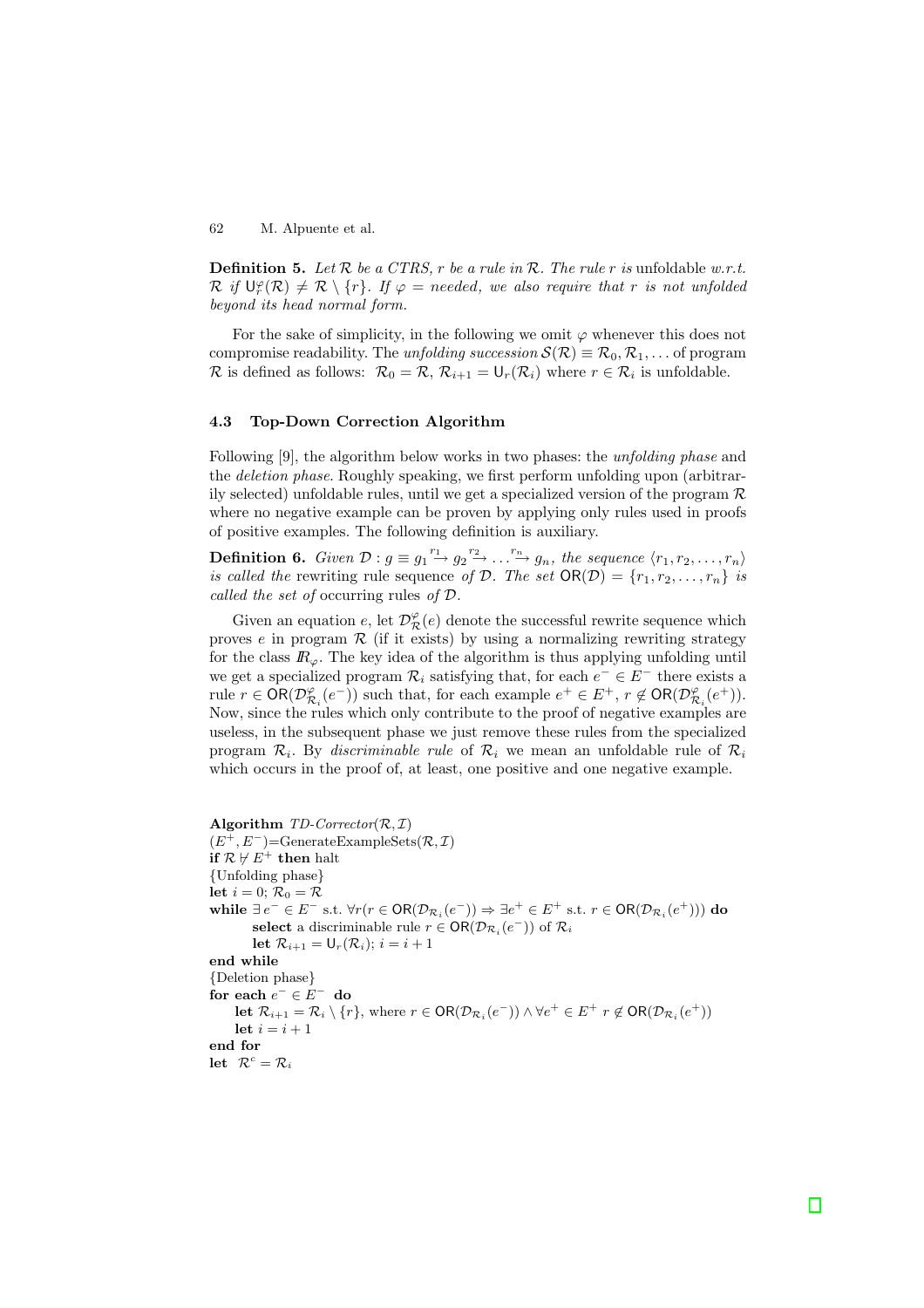**Definition 5.** *Let $\mathcal{R}$ be a CTRS, $r$ be a rule in $\mathcal{R}$. The rule $r$ is* unfoldable *w.r.t. $\mathcal{R}$ if $\mathsf{U}_r^{\varphi}(\mathcal{R}) \neq \mathcal{R} \setminus \{r\}$. If $\varphi = needed$, we also require that $r$ is not unfolded beyond its head normal form.*

For the sake of simplicity, in the following we omit $\varphi$ whenever this does not compromise readability. The *unfolding succession* $\mathcal{S}(\mathcal{R}) \equiv \mathcal{R}_0, \mathcal{R}_1, \ldots$ of program $\mathcal{R}$ is defined as follows: $\mathcal{R}_0 = \mathcal{R}$, $\mathcal{R}_{i+1} = \mathsf{U}_r(\mathcal{R}_i)$ where $r \in \mathcal{R}_i$ is unfoldable.

### 4.3 Top-Down Correction Algorithm

Following [9], the algorithm below works in two phases: the *unfolding phase* and the *deletion phase*. Roughly speaking, we first perform unfolding upon (arbitrarily selected) unfoldable rules, until we get a specialized version of the program $\mathcal{R}$ where no negative example can be proven by applying only rules used in proofs of positive examples. The following definition is auxiliary.

**Definition 6.** *Given $\mathcal{D} : g \equiv g_1 \stackrel{r_1}{\to} g_2 \stackrel{r_2}{\to} \ldots \stackrel{r_n}{\to} g_n$, the sequence $\langle r_1, r_2, \ldots, r_n \rangle$ is called the* rewriting rule sequence *of $\mathcal{D}$. The set $\mathsf{OR}(\mathcal{D}) = \{r_1, r_2, \ldots, r_n\}$ is called the set of* occurring rules *of $\mathcal{D}$.*

Given an equation $e$, let $\mathcal{D}_{\mathcal{R}}^{\varphi}(e)$ denote the successful rewrite sequence which proves $e$ in program $\mathcal{R}$ (if it exists) by using a normalizing rewriting strategy for the class $I\!R_{\varphi}$. The key idea of the algorithm is thus applying unfolding until we get a specialized program $\mathcal{R}_i$ satisfying that, for each $e^- \in E^-$ there exists a rule $r \in \mathsf{OR}(\mathcal{D}_{\mathcal{R}_i}^{\varphi}(e^-))$ such that, for each example $e^+ \in E^+$, $r \notin \mathsf{OR}(\mathcal{D}_{\mathcal{R}_i}^{\varphi}(e^+))$. Now, since the rules which only contribute to the proof of negative examples are useless, in the subsequent phase we just remove these rules from the specialized program $\mathcal{R}_i$. By *discriminable rule* of $\mathcal{R}_i$ we mean an unfoldable rule of $\mathcal{R}_i$ which occurs in the proof of, at least, one positive and one negative example.

**Algorithm** *TD-Corrector*$(\mathcal{R}, \mathcal{I})$
$(E^+, E^-)$=GenerateExampleSets$(\mathcal{R}, \mathcal{I})$
**if** $\mathcal{R} \not\vdash E^+$ **then** halt
{Unfolding phase}
**let** $i = 0$; $\mathcal{R}_0 = \mathcal{R}$
**while** $\exists\, e^- \in E^-$ s.t. $\forall r (r \in \mathsf{OR}(\mathcal{D}_{\mathcal{R}_i}(e^-)) \Rightarrow \exists e^+ \in E^+$ s.t. $r \in \mathsf{OR}(\mathcal{D}_{\mathcal{R}_i}(e^+)))$ **do**
  **select** a discriminable rule $r \in \mathsf{OR}(\mathcal{D}_{\mathcal{R}_i}(e^-))$ of $\mathcal{R}_i$
  **let** $\mathcal{R}_{i+1} = \mathsf{U}_r(\mathcal{R}_i)$; $i = i + 1$
**end while**
{Deletion phase}
**for each** $e^- \in E^-$ **do**
  **let** $\mathcal{R}_{i+1} = \mathcal{R}_i \setminus \{r\}$, where $r \in \mathsf{OR}(\mathcal{D}_{\mathcal{R}_i}(e^-)) \wedge \forall e^+ \in E^+\ r \notin \mathsf{OR}(\mathcal{D}_{\mathcal{R}_i}(e^+))$
  **let** $i = i + 1$
**end for**
**let** $\mathcal{R}^c = \mathcal{R}_i$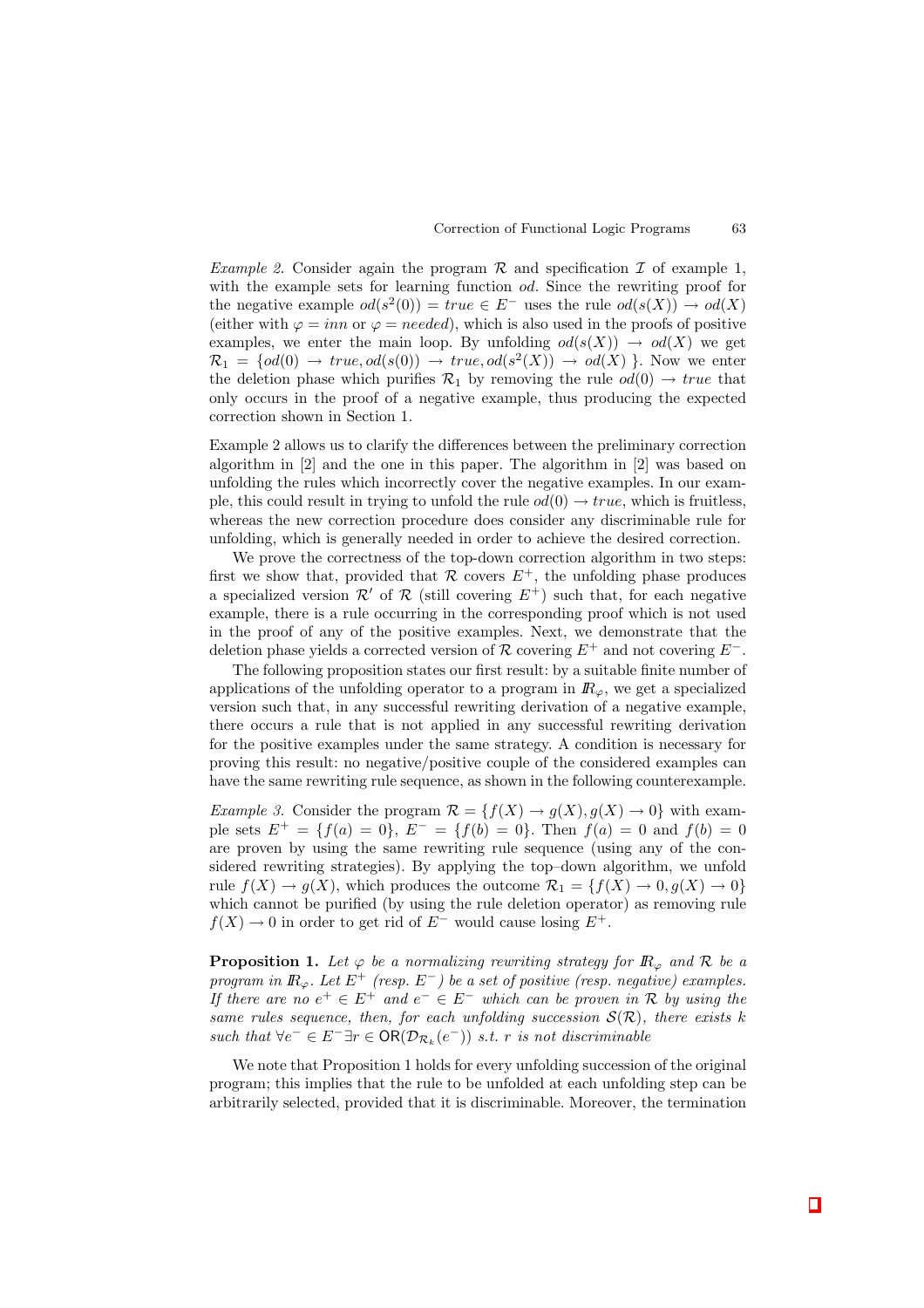*Example 2.* Consider again the program $\mathcal{R}$ and specification $\mathcal{I}$ of example 1, with the example sets for learning function *od*. Since the rewriting proof for the negative example $od(s^2(0)) = true \in E^-$ uses the rule $od(s(X)) \to od(X)$ (either with $\varphi = inn$ or $\varphi = needed$), which is also used in the proofs of positive examples, we enter the main loop. By unfolding $od(s(X)) \to od(X)$ we get $\mathcal{R}_1 = \{od(0) \to true, od(s(0)) \to true, od(s^2(X)) \to od(X)\}$. Now we enter the deletion phase which purifies $\mathcal{R}_1$ by removing the rule $od(0) \to true$ that only occurs in the proof of a negative example, thus producing the expected correction shown in Section 1.

Example 2 allows us to clarify the differences between the preliminary correction algorithm in [2] and the one in this paper. The algorithm in [2] was based on unfolding the rules which incorrectly cover the negative examples. In our example, this could result in trying to unfold the rule $od(0) \to true$, which is fruitless, whereas the new correction procedure does consider any discriminable rule for unfolding, which is generally needed in order to achieve the desired correction.

We prove the correctness of the top-down correction algorithm in two steps: first we show that, provided that $\mathcal{R}$ covers $E^+$, the unfolding phase produces a specialized version $\mathcal{R}'$ of $\mathcal{R}$ (still covering $E^+$) such that, for each negative example, there is a rule occurring in the corresponding proof which is not used in the proof of any of the positive examples. Next, we demonstrate that the deletion phase yields a corrected version of $\mathcal{R}$ covering $E^+$ and not covering $E^-$.

The following proposition states our first result: by a suitable finite number of applications of the unfolding operator to a program in $I\!R_\varphi$, we get a specialized version such that, in any successful rewriting derivation of a negative example, there occurs a rule that is not applied in any successful rewriting derivation for the positive examples under the same strategy. A condition is necessary for proving this result: no negative/positive couple of the considered examples can have the same rewriting rule sequence, as shown in the following counterexample.

*Example 3.* Consider the program $\mathcal{R} = \{f(X) \to g(X), g(X) \to 0\}$ with example sets $E^+ = \{f(a) = 0\}$, $E^- = \{f(b) = 0\}$. Then $f(a) = 0$ and $f(b) = 0$ are proven by using the same rewriting rule sequence (using any of the considered rewriting strategies). By applying the top–down algorithm, we unfold rule $f(X) \to g(X)$, which produces the outcome $\mathcal{R}_1 = \{f(X) \to 0, g(X) \to 0\}$ which cannot be purified (by using the rule deletion operator) as removing rule $f(X) \to 0$ in order to get rid of $E^-$ would cause losing $E^+$.

**Proposition 1.** *Let $\varphi$ be a normalizing rewriting strategy for $I\!R_\varphi$ and $\mathcal{R}$ be a program in $I\!R_\varphi$. Let $E^+$ (resp. $E^-$) be a set of positive (resp. negative) examples. If there are no $e^+ \in E^+$ and $e^- \in E^-$ which can be proven in $\mathcal{R}$ by using the same rules sequence, then, for each unfolding succession $\mathcal{S}(\mathcal{R})$, there exists $k$ such that $\forall e^- \in E^- \exists r \in \mathsf{OR}(\mathcal{D}_{\mathcal{R}_k}(e^-))$ s.t. $r$ is not discriminable*

We note that Proposition 1 holds for every unfolding succession of the original program; this implies that the rule to be unfolded at each unfolding step can be arbitrarily selected, provided that it is discriminable. Moreover, the termination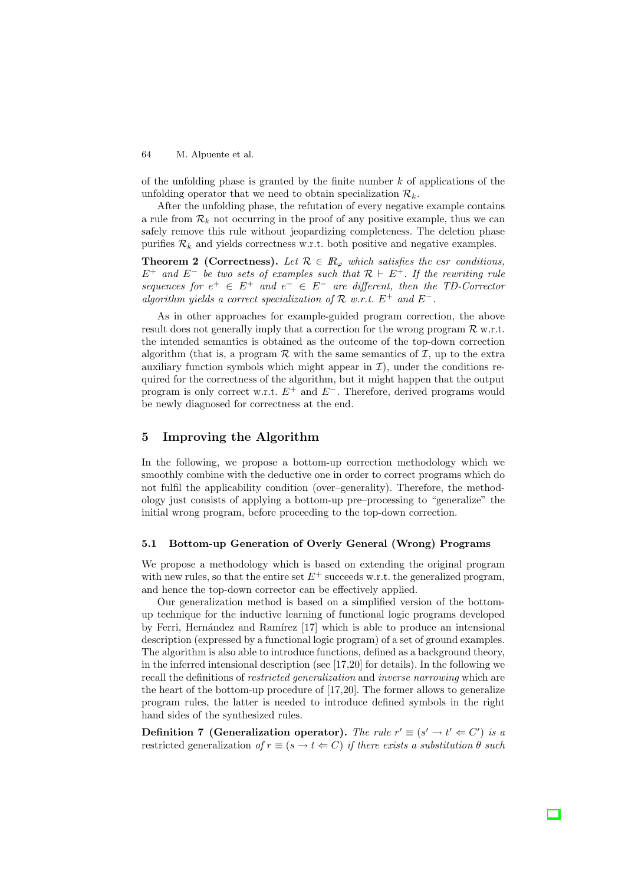of the unfolding phase is granted by the finite number $k$ of applications of the unfolding operator that we need to obtain specialization $\mathcal{R}_k$.

After the unfolding phase, the refutation of every negative example contains a rule from $\mathcal{R}_k$ not occurring in the proof of any positive example, thus we can safely remove this rule without jeopardizing completeness. The deletion phase purifies $\mathcal{R}_k$ and yields correctness w.r.t. both positive and negative examples.

**Theorem 2 (Correctness).** *Let $\mathcal{R} \in I\!\!R_\varphi$ which satisfies the csr conditions, $E^+$ and $E^-$ be two sets of examples such that $\mathcal{R} \vdash E^+$. If the rewriting rule sequences for $e^+ \in E^+$ and $e^- \in E^-$ are different, then the TD-Corrector algorithm yields a correct specialization of $\mathcal{R}$ w.r.t. $E^+$ and $E^-$.*

As in other approaches for example-guided program correction, the above result does not generally imply that a correction for the wrong program $\mathcal{R}$ w.r.t. the intended semantics is obtained as the outcome of the top-down correction algorithm (that is, a program $\mathcal{R}$ with the same semantics of $\mathcal{I}$, up to the extra auxiliary function symbols which might appear in $\mathcal{I}$), under the conditions required for the correctness of the algorithm, but it might happen that the output program is only correct w.r.t. $E^+$ and $E^-$. Therefore, derived programs would be newly diagnosed for correctness at the end.

## 5 Improving the Algorithm

In the following, we propose a bottom-up correction methodology which we smoothly combine with the deductive one in order to correct programs which do not fulfil the applicability condition (over–generality). Therefore, the methodology just consists of applying a bottom-up pre–processing to "generalize" the initial wrong program, before proceeding to the top-down correction.

### 5.1 Bottom-up Generation of Overly General (Wrong) Programs

We propose a methodology which is based on extending the original program with new rules, so that the entire set $E^+$ succeeds w.r.t. the generalized program, and hence the top-down corrector can be effectively applied.

Our generalization method is based on a simplified version of the bottom-up technique for the inductive learning of functional logic programs developed by Ferri, Hernández and Ramírez [17] which is able to produce an intensional description (expressed by a functional logic program) of a set of ground examples. The algorithm is also able to introduce functions, defined as a background theory, in the inferred intensional description (see [17,20] for details). In the following we recall the definitions of *restricted generalization* and *inverse narrowing* which are the heart of the bottom-up procedure of [17,20]. The former allows to generalize program rules, the latter is needed to introduce defined symbols in the right hand sides of the synthesized rules.

**Definition 7 (Generalization operator).** *The rule $r' \equiv (s' \to t' \Leftarrow C')$ is a* restricted generalization *of $r \equiv (s \to t \Leftarrow C)$ if there exists a substitution $\theta$ such*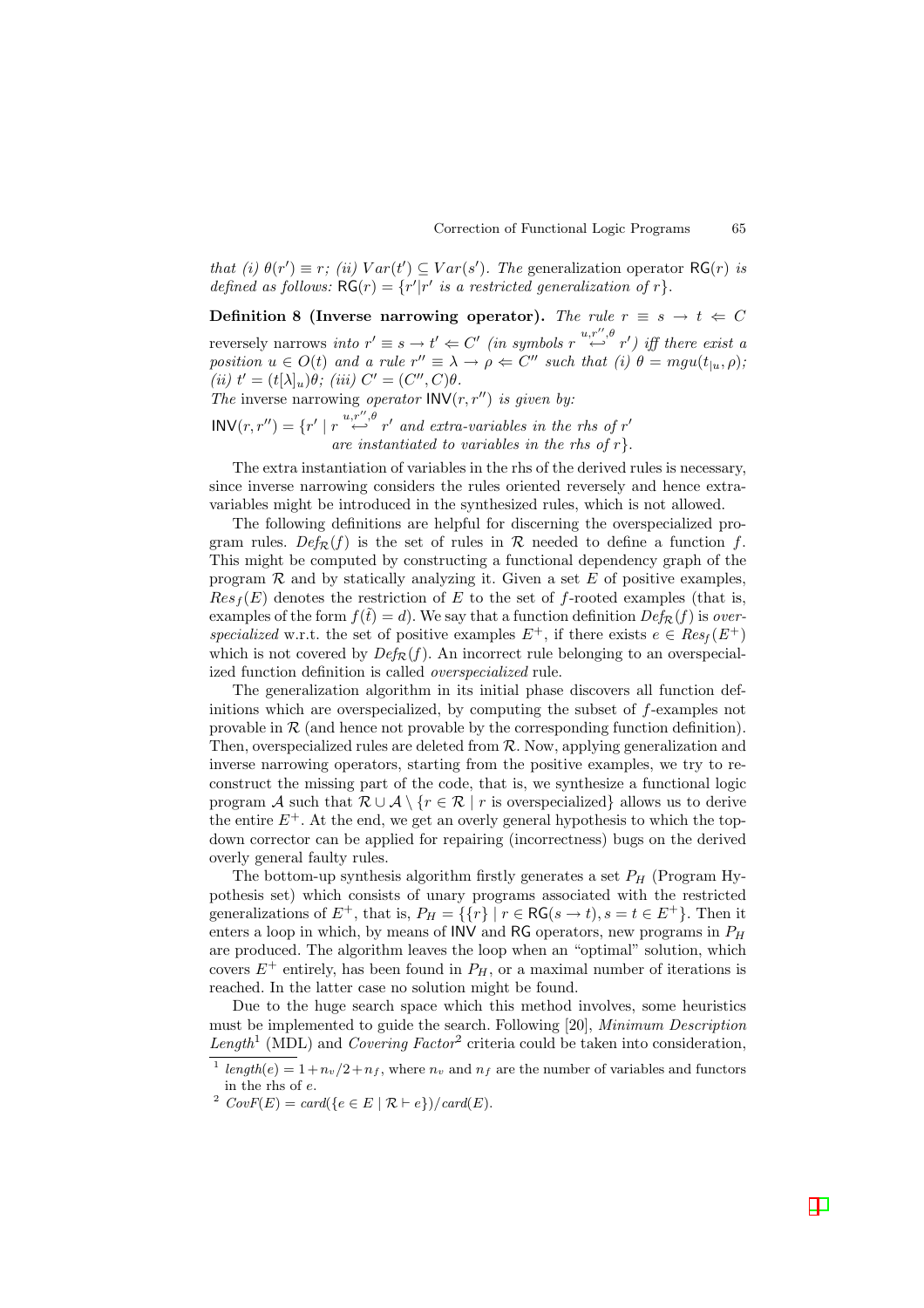that (i) $\theta(r') \equiv r$; (ii) $Var(t') \subseteq Var(s')$. The generalization operator $\mathsf{RG}(r)$ is defined as follows: $\mathsf{RG}(r) = \{r' | r'$ is a restricted generalization of $r\}$.

**Definition 8 (Inverse narrowing operator).** *The rule $r \equiv s \to t \Leftarrow C$ reversely narrows into $r' \equiv s \to t' \Leftarrow C'$ (in symbols $r \overset{u,r'',\theta}{\hookleftarrow} r'$) iff there exist a position $u \in O(t)$ and a rule $r'' \equiv \lambda \to \rho \Leftarrow C''$ such that (i) $\theta = mgu(t_{|u}, \rho)$; (ii) $t' = (t[\lambda]_u)\theta$; (iii) $C' = (C'', C)\theta$.*
*The inverse narrowing operator $\mathsf{INV}(r, r'')$ is given by:*

$$\mathsf{INV}(r, r'') = \{r' \mid r \overset{u,r'',\theta}{\hookleftarrow} r' \text{ and extra-variables in the rhs of } r' \text{ are instantiated to variables in the rhs of } r\}.$$

The extra instantiation of variables in the rhs of the derived rules is necessary, since inverse narrowing considers the rules oriented reversely and hence extra-variables might be introduced in the synthesized rules, which is not allowed.

The following definitions are helpful for discerning the overspecialized program rules. $Def_{\mathcal{R}}(f)$ is the set of rules in $\mathcal{R}$ needed to define a function $f$. This might be computed by constructing a functional dependency graph of the program $\mathcal{R}$ and by statically analyzing it. Given a set $E$ of positive examples, $Res_f(E)$ denotes the restriction of $E$ to the set of $f$-rooted examples (that is, examples of the form $f(\tilde{t}) = d$). We say that a function definition $Def_{\mathcal{R}}(f)$ is *overspecialized* w.r.t. the set of positive examples $E^+$, if there exists $e \in Res_f(E^+)$ which is not covered by $Def_{\mathcal{R}}(f)$. An incorrect rule belonging to an overspecialized function definition is called *overspecialized* rule.

The generalization algorithm in its initial phase discovers all function definitions which are overspecialized, by computing the subset of $f$-examples not provable in $\mathcal{R}$ (and hence not provable by the corresponding function definition). Then, overspecialized rules are deleted from $\mathcal{R}$. Now, applying generalization and inverse narrowing operators, starting from the positive examples, we try to reconstruct the missing part of the code, that is, we synthesize a functional logic program $\mathcal{A}$ such that $\mathcal{R} \cup \mathcal{A} \setminus \{r \in \mathcal{R} \mid r \text{ is overspecialized}\}$ allows us to derive the entire $E^+$. At the end, we get an overly general hypothesis to which the top-down corrector can be applied for repairing (incorrectness) bugs on the derived overly general faulty rules.

The bottom-up synthesis algorithm firstly generates a set $P_H$ (Program Hypothesis set) which consists of unary programs associated with the restricted generalizations of $E^+$, that is, $P_H = \{\{r\} \mid r \in \mathsf{RG}(s \to t), s = t \in E^+\}$. Then it enters a loop in which, by means of $\mathsf{INV}$ and $\mathsf{RG}$ operators, new programs in $P_H$ are produced. The algorithm leaves the loop when an "optimal" solution, which covers $E^+$ entirely, has been found in $P_H$, or a maximal number of iterations is reached. In the latter case no solution might be found.

Due to the huge search space which this method involves, some heuristics must be implemented to guide the search. Following [20], *Minimum Description Length*[1] (MDL) and *Covering Factor*[2] criteria could be taken into consideration,

---

[1] $length(e) = 1 + n_v/2 + n_f$, where $n_v$ and $n_f$ are the number of variables and functors in the rhs of $e$.

[2] $CovF(E) = card(\{e \in E \mid \mathcal{R} \vdash e\})/card(E)$.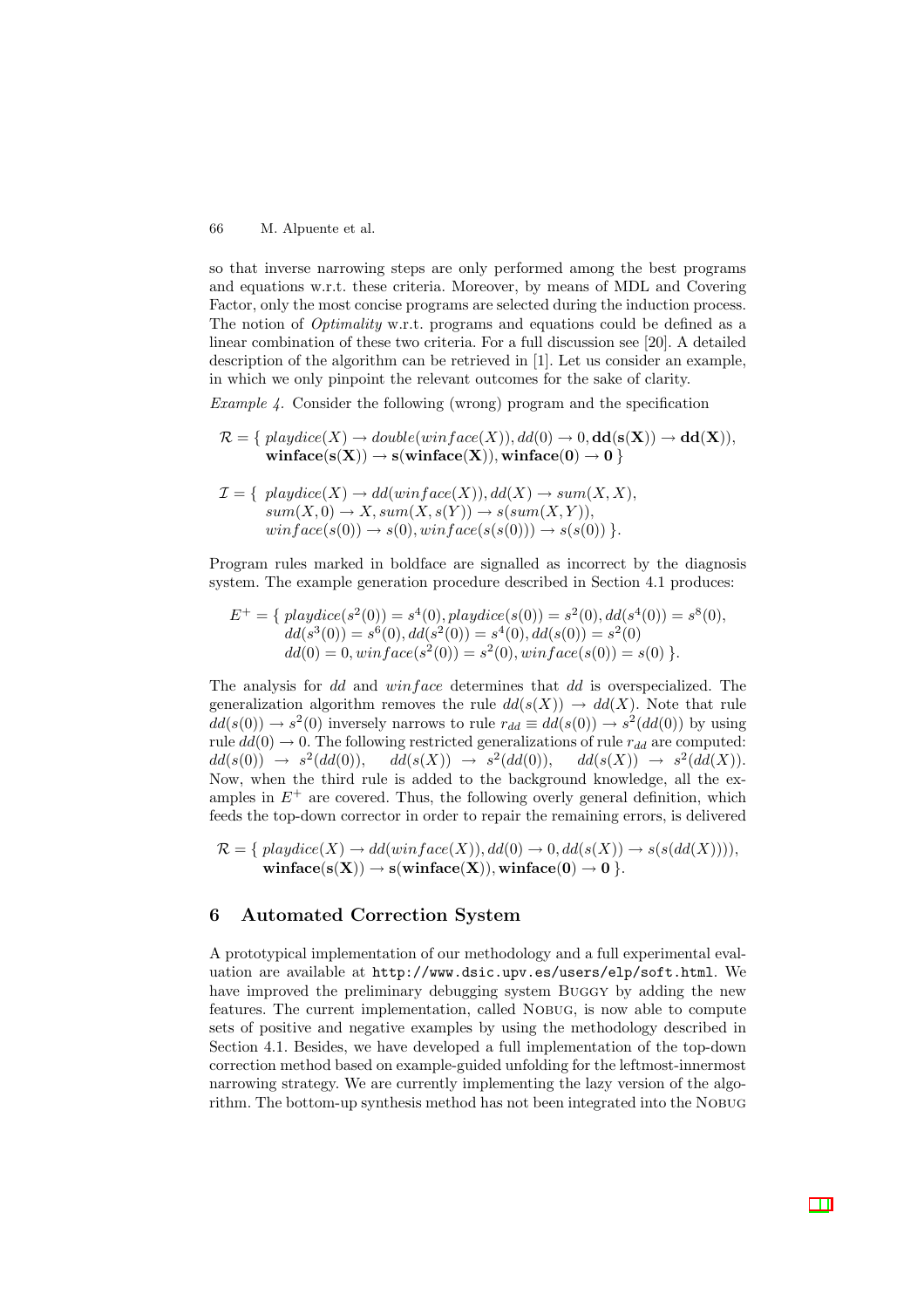so that inverse narrowing steps are only performed among the best programs and equations w.r.t. these criteria. Moreover, by means of MDL and Covering Factor, only the most concise programs are selected during the induction process. The notion of *Optimality* w.r.t. programs and equations could be defined as a linear combination of these two criteria. For a full discussion see [20]. A detailed description of the algorithm can be retrieved in [1]. Let us consider an example, in which we only pinpoint the relevant outcomes for the sake of clarity.

*Example 4.* Consider the following (wrong) program and the specification

$$\mathcal{R} = \{\ playdice(X) \rightarrow double(winface(X)), dd(0) \rightarrow 0, \mathbf{dd(s(X)) \rightarrow dd(X)}, \\ \mathbf{winface(s(X)) \rightarrow s(winface(X)), winface(0) \rightarrow 0}\ \}$$

$$\mathcal{I} = \{\ playdice(X) \rightarrow dd(winface(X)), dd(X) \rightarrow sum(X, X), \\ sum(X, 0) \rightarrow X, sum(X, s(Y)) \rightarrow s(sum(X, Y)), \\ winface(s(0)) \rightarrow s(0), winface(s(s(0))) \rightarrow s(s(0))\ \}.$$

Program rules marked in boldface are signalled as incorrect by the diagnosis system. The example generation procedure described in Section 4.1 produces:

$$E^+ = \{\ playdice(s^2(0)) = s^4(0), playdice(s(0)) = s^2(0), dd(s^4(0)) = s^8(0), \\ dd(s^3(0)) = s^6(0), dd(s^2(0)) = s^4(0), dd(s(0)) = s^2(0) \\ dd(0) = 0, winface(s^2(0)) = s^2(0), winface(s(0)) = s(0)\ \}.$$

The analysis for $dd$ and $winface$ determines that $dd$ is overspecialized. The generalization algorithm removes the rule $dd(s(X)) \rightarrow dd(X)$. Note that rule $dd(s(0)) \rightarrow s^2(0)$ inversely narrows to rule $r_{dd} \equiv dd(s(0)) \rightarrow s^2(dd(0))$ by using rule $dd(0) \rightarrow 0$. The following restricted generalizations of rule $r_{dd}$ are computed: $dd(s(0)) \rightarrow s^2(dd(0))$, $dd(s(X)) \rightarrow s^2(dd(0))$, $dd(s(X)) \rightarrow s^2(dd(X))$. Now, when the third rule is added to the background knowledge, all the examples in $E^+$ are covered. Thus, the following overly general definition, which feeds the top-down corrector in order to repair the remaining errors, is delivered

$$\mathcal{R} = \{\ playdice(X) \rightarrow dd(winface(X)), dd(0) \rightarrow 0, dd(s(X)) \rightarrow s(s(dd(X)))), \\ \mathbf{winface(s(X)) \rightarrow s(winface(X)), winface(0) \rightarrow 0}\ \}.$$

## 6 Automated Correction System

A prototypical implementation of our methodology and a full experimental evaluation are available at `http://www.dsic.upv.es/users/elp/soft.html`. We have improved the preliminary debugging system Buggy by adding the new features. The current implementation, called Nobug, is now able to compute sets of positive and negative examples by using the methodology described in Section 4.1. Besides, we have developed a full implementation of the top-down correction method based on example-guided unfolding for the leftmost-innermost narrowing strategy. We are currently implementing the lazy version of the algorithm. The bottom-up synthesis method has not been integrated into the Nobug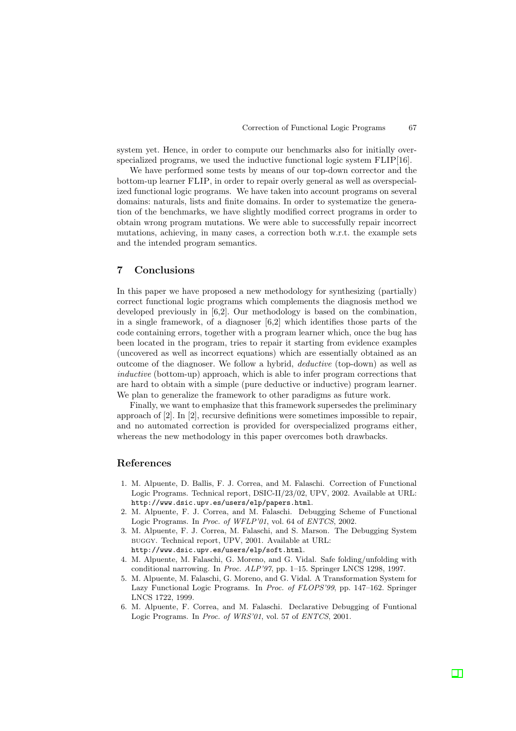system yet. Hence, in order to compute our benchmarks also for initially overspecialized programs, we used the inductive functional logic system FLIP[16].

We have performed some tests by means of our top-down corrector and the bottom-up learner FLIP, in order to repair overly general as well as overspecialized functional logic programs. We have taken into account programs on several domains: naturals, lists and finite domains. In order to systematize the generation of the benchmarks, we have slightly modified correct programs in order to obtain wrong program mutations. We were able to successfully repair incorrect mutations, achieving, in many cases, a correction both w.r.t. the example sets and the intended program semantics.

## 7 Conclusions

In this paper we have proposed a new methodology for synthesizing (partially) correct functional logic programs which complements the diagnosis method we developed previously in [6,2]. Our methodology is based on the combination, in a single framework, of a diagnoser [6,2] which identifies those parts of the code containing errors, together with a program learner which, once the bug has been located in the program, tries to repair it starting from evidence examples (uncovered as well as incorrect equations) which are essentially obtained as an outcome of the diagnoser. We follow a hybrid, *deductive* (top-down) as well as *inductive* (bottom-up) approach, which is able to infer program corrections that are hard to obtain with a simple (pure deductive or inductive) program learner. We plan to generalize the framework to other paradigms as future work.

Finally, we want to emphasize that this framework supersedes the preliminary approach of [2]. In [2], recursive definitions were sometimes impossible to repair, and no automated correction is provided for overspecialized programs either, whereas the new methodology in this paper overcomes both drawbacks.

## References

1. M. Alpuente, D. Ballis, F. J. Correa, and M. Falaschi. Correction of Functional Logic Programs. Technical report, DSIC-II/23/02, UPV, 2002. Available at URL: `http://www.dsic.upv.es/users/elp/papers.html`.
2. M. Alpuente, F. J. Correa, and M. Falaschi. Debugging Scheme of Functional Logic Programs. In *Proc. of WFLP'01*, vol. 64 of *ENTCS*, 2002.
3. M. Alpuente, F. J. Correa, M. Falaschi, and S. Marson. The Debugging System BUGGY. Technical report, UPV, 2001. Available at URL: `http://www.dsic.upv.es/users/elp/soft.html`.
4. M. Alpuente, M. Falaschi, G. Moreno, and G. Vidal. Safe folding/unfolding with conditional narrowing. In *Proc. ALP'97*, pp. 1–15. Springer LNCS 1298, 1997.
5. M. Alpuente, M. Falaschi, G. Moreno, and G. Vidal. A Transformation System for Lazy Functional Logic Programs. In *Proc. of FLOPS'99*, pp. 147–162. Springer LNCS 1722, 1999.
6. M. Alpuente, F. Correa, and M. Falaschi. Declarative Debugging of Funtional Logic Programs. In *Proc. of WRS'01*, vol. 57 of *ENTCS*, 2001.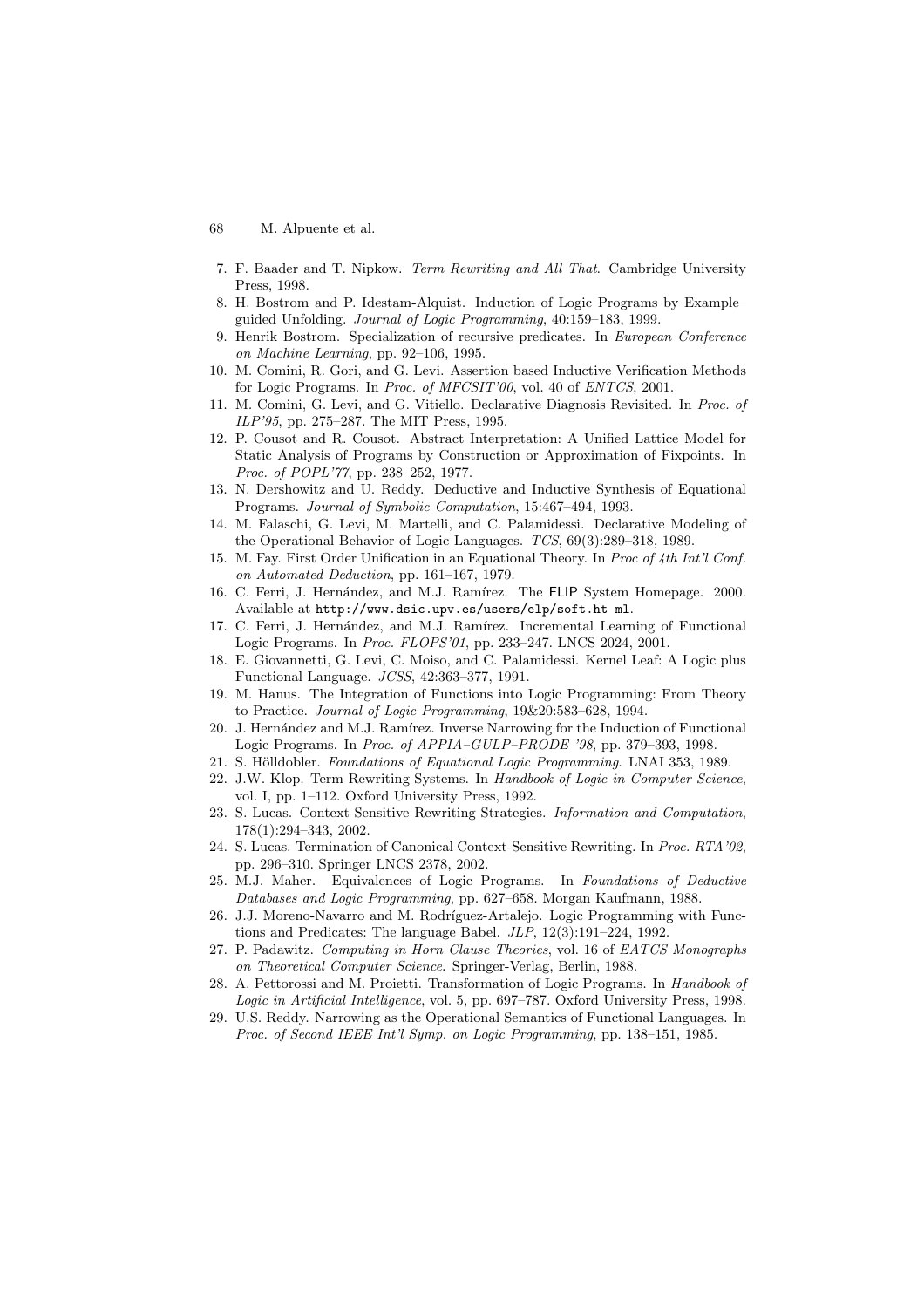7. F. Baader and T. Nipkow. *Term Rewriting and All That*. Cambridge University Press, 1998.
8. H. Bostrom and P. Idestam-Alquist. Induction of Logic Programs by Example–guided Unfolding. *Journal of Logic Programming*, 40:159–183, 1999.
9. Henrik Bostrom. Specialization of recursive predicates. In *European Conference on Machine Learning*, pp. 92–106, 1995.
10. M. Comini, R. Gori, and G. Levi. Assertion based Inductive Verification Methods for Logic Programs. In *Proc. of MFCSIT'00*, vol. 40 of *ENTCS*, 2001.
11. M. Comini, G. Levi, and G. Vitiello. Declarative Diagnosis Revisited. In *Proc. of ILP'95*, pp. 275–287. The MIT Press, 1995.
12. P. Cousot and R. Cousot. Abstract Interpretation: A Unified Lattice Model for Static Analysis of Programs by Construction or Approximation of Fixpoints. In *Proc. of POPL'77*, pp. 238–252, 1977.
13. N. Dershowitz and U. Reddy. Deductive and Inductive Synthesis of Equational Programs. *Journal of Symbolic Computation*, 15:467–494, 1993.
14. M. Falaschi, G. Levi, M. Martelli, and C. Palamidessi. Declarative Modeling of the Operational Behavior of Logic Languages. *TCS*, 69(3):289–318, 1989.
15. M. Fay. First Order Unification in an Equational Theory. In *Proc of 4th Int'l Conf. on Automated Deduction*, pp. 161–167, 1979.
16. C. Ferri, J. Hernández, and M.J. Ramírez. The FLIP System Homepage. 2000. Available at `http://www.dsic.upv.es/users/elp/soft.ht ml`.
17. C. Ferri, J. Hernández, and M.J. Ramírez. Incremental Learning of Functional Logic Programs. In *Proc. FLOPS'01*, pp. 233–247. LNCS 2024, 2001.
18. E. Giovannetti, G. Levi, C. Moiso, and C. Palamidessi. Kernel Leaf: A Logic plus Functional Language. *JCSS*, 42:363–377, 1991.
19. M. Hanus. The Integration of Functions into Logic Programming: From Theory to Practice. *Journal of Logic Programming*, 19&20:583–628, 1994.
20. J. Hernández and M.J. Ramírez. Inverse Narrowing for the Induction of Functional Logic Programs. In *Proc. of APPIA–GULP–PRODE '98*, pp. 379–393, 1998.
21. S. Hölldobler. *Foundations of Equational Logic Programming*. LNAI 353, 1989.
22. J.W. Klop. Term Rewriting Systems. In *Handbook of Logic in Computer Science*, vol. I, pp. 1–112. Oxford University Press, 1992.
23. S. Lucas. Context-Sensitive Rewriting Strategies. *Information and Computation*, 178(1):294–343, 2002.
24. S. Lucas. Termination of Canonical Context-Sensitive Rewriting. In *Proc. RTA'02*, pp. 296–310. Springer LNCS 2378, 2002.
25. M.J. Maher. Equivalences of Logic Programs. In *Foundations of Deductive Databases and Logic Programming*, pp. 627–658. Morgan Kaufmann, 1988.
26. J.J. Moreno-Navarro and M. Rodríguez-Artalejo. Logic Programming with Functions and Predicates: The language Babel. *JLP*, 12(3):191–224, 1992.
27. P. Padawitz. *Computing in Horn Clause Theories*, vol. 16 of *EATCS Monographs on Theoretical Computer Science*. Springer-Verlag, Berlin, 1988.
28. A. Pettorossi and M. Proietti. Transformation of Logic Programs. In *Handbook of Logic in Artificial Intelligence*, vol. 5, pp. 697–787. Oxford University Press, 1998.
29. U.S. Reddy. Narrowing as the Operational Semantics of Functional Languages. In *Proc. of Second IEEE Int'l Symp. on Logic Programming*, pp. 138–151, 1985.